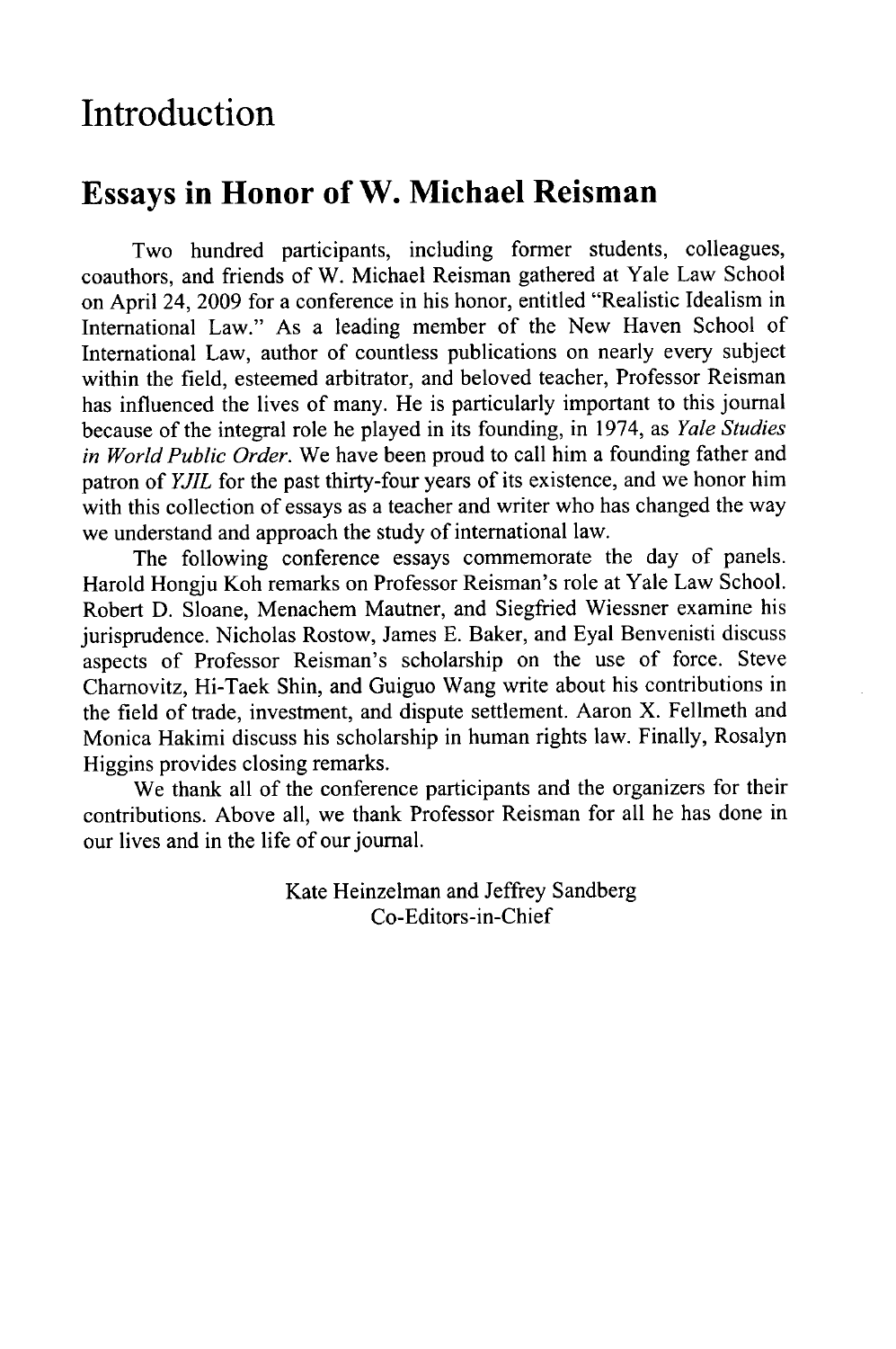# Introduction

## Essays in Honor of W. Michael Reisman

Two hundred participants, including former students, colleagues, coauthors, and friends of W. Michael Reisman gathered at Yale Law School on April 24, 2009 for a conference in his honor, entitled "Realistic Idealism in International Law." As a leading member of the New Haven School of International Law, author of countless publications on nearly every subject within the field, esteemed arbitrator, and beloved teacher, Professor Reisman has influenced the lives of many. He is particularly important to this journal because of the integral role he played in its founding, in 1974, as *Yale Studies in World Public Order*. We have been proud to call him a founding father and patron of *YJIL* for the past thirty-four years of its existence, and we honor him with this collection of essays as a teacher and writer who has changed the way we understand and approach the study of international law.

The following conference essays commemorate the day of panels. Harold Hongju Koh remarks on Professor Reisman's role at Yale Law School. Robert D. Sloane, Menachem Mautner, and Siegfried Wiessner examine his jurisprudence. Nicholas Rostow, James E. Baker, and Eyal Benvenisti discuss aspects of Professor Reisman's scholarship on the use of force. Steve Charnovitz, Hi-Taek Shin, and Guiguo Wang write about his contributions in the field of trade, investment, and dispute settlement. Aaron X. Fellmeth and Monica Hakimi discuss his scholarship in human rights law. Finally, Rosalyn Higgins provides closing remarks.

We thank all of the conference participants and the organizers for their contributions. Above all, we thank Professor Reisman for all he has done in our lives and in the life of our journal.

Kate Heinzelman and Jeffrey Sandberg
Co-Editors-in-Chief